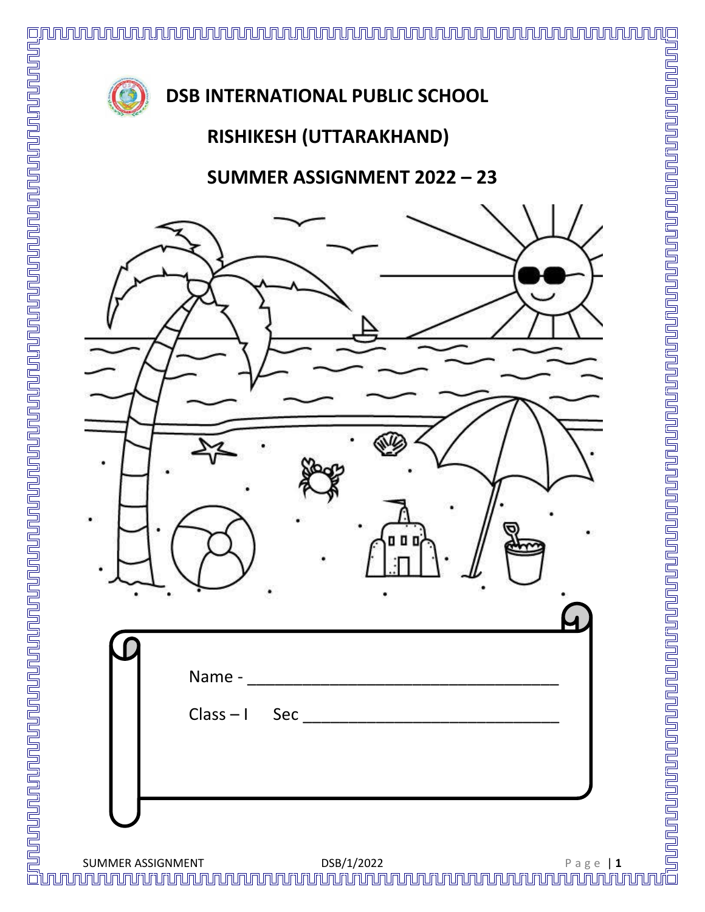# DSB INTERNATIONAL PUBLIC SCHOOL

## RISHIKESH (UTTARAKHAND)

## SUMMER ASSIGNMENT 2022 – 23

Name - ___________________________________

Class – I     Sec _____________________________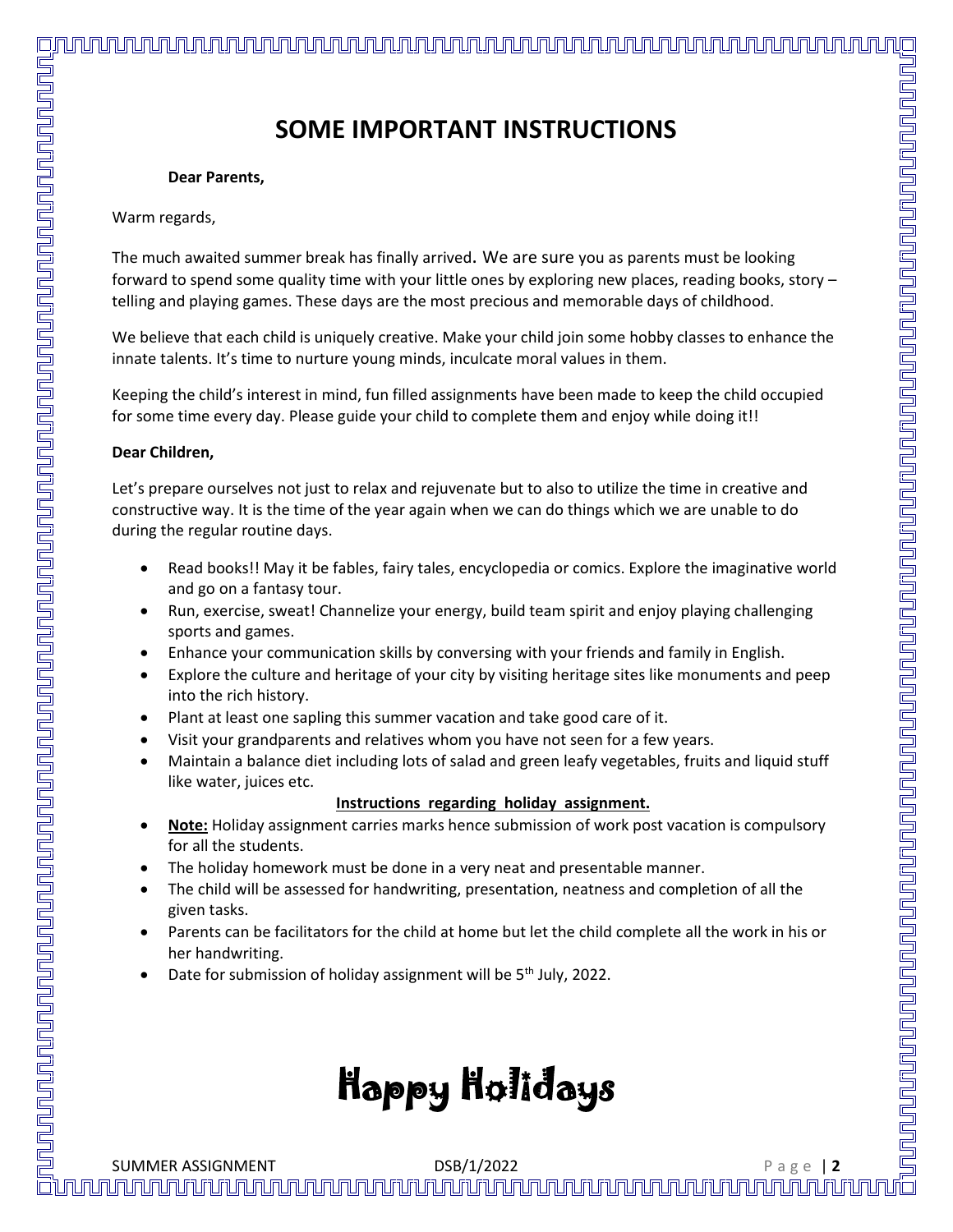# SOME IMPORTANT INSTRUCTIONS

**Dear Parents,**

Warm regards,

The much awaited summer break has finally arrived. We are sure you as parents must be looking forward to spend some quality time with your little ones by exploring new places, reading books, story – telling and playing games. These days are the most precious and memorable days of childhood.

We believe that each child is uniquely creative. Make your child join some hobby classes to enhance the innate talents. It's time to nurture young minds, inculcate moral values in them.

Keeping the child's interest in mind, fun filled assignments have been made to keep the child occupied for some time every day. Please guide your child to complete them and enjoy while doing it!!

**Dear Children,**

Let's prepare ourselves not just to relax and rejuvenate but to also to utilize the time in creative and constructive way. It is the time of the year again when we can do things which we are unable to do during the regular routine days.

- Read books!! May it be fables, fairy tales, encyclopedia or comics. Explore the imaginative world and go on a fantasy tour.
- Run, exercise, sweat! Channelize your energy, build team spirit and enjoy playing challenging sports and games.
- Enhance your communication skills by conversing with your friends and family in English.
- Explore the culture and heritage of your city by visiting heritage sites like monuments and peep into the rich history.
- Plant at least one sapling this summer vacation and take good care of it.
- Visit your grandparents and relatives whom you have not seen for a few years.
- Maintain a balance diet including lots of salad and green leafy vegetables, fruits and liquid stuff like water, juices etc.

**<u>Instructions regarding holiday assignment.</u>**

- **<u>Note:</u>** Holiday assignment carries marks hence submission of work post vacation is compulsory for all the students.
- The holiday homework must be done in a very neat and presentable manner.
- The child will be assessed for handwriting, presentation, neatness and completion of all the given tasks.
- Parents can be facilitators for the child at home but let the child complete all the work in his or her handwriting.
- Date for submission of holiday assignment will be 5th July, 2022.

# Happy Holidays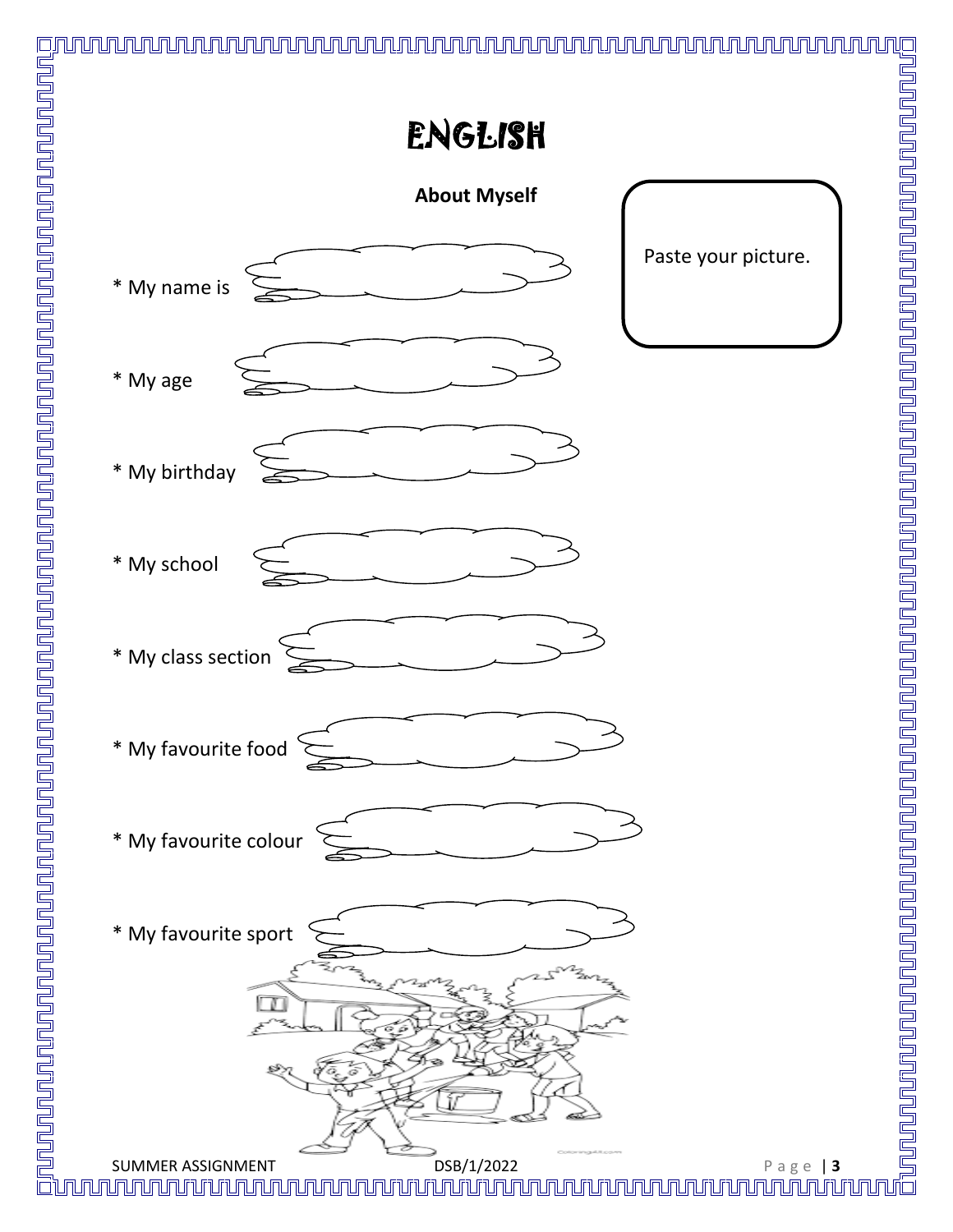# ENGLISH

**About Myself**

Paste your picture.

* My name is

* My age

* My birthday

* My school

* My class section

* My favourite food

* My favourite colour

* My favourite sport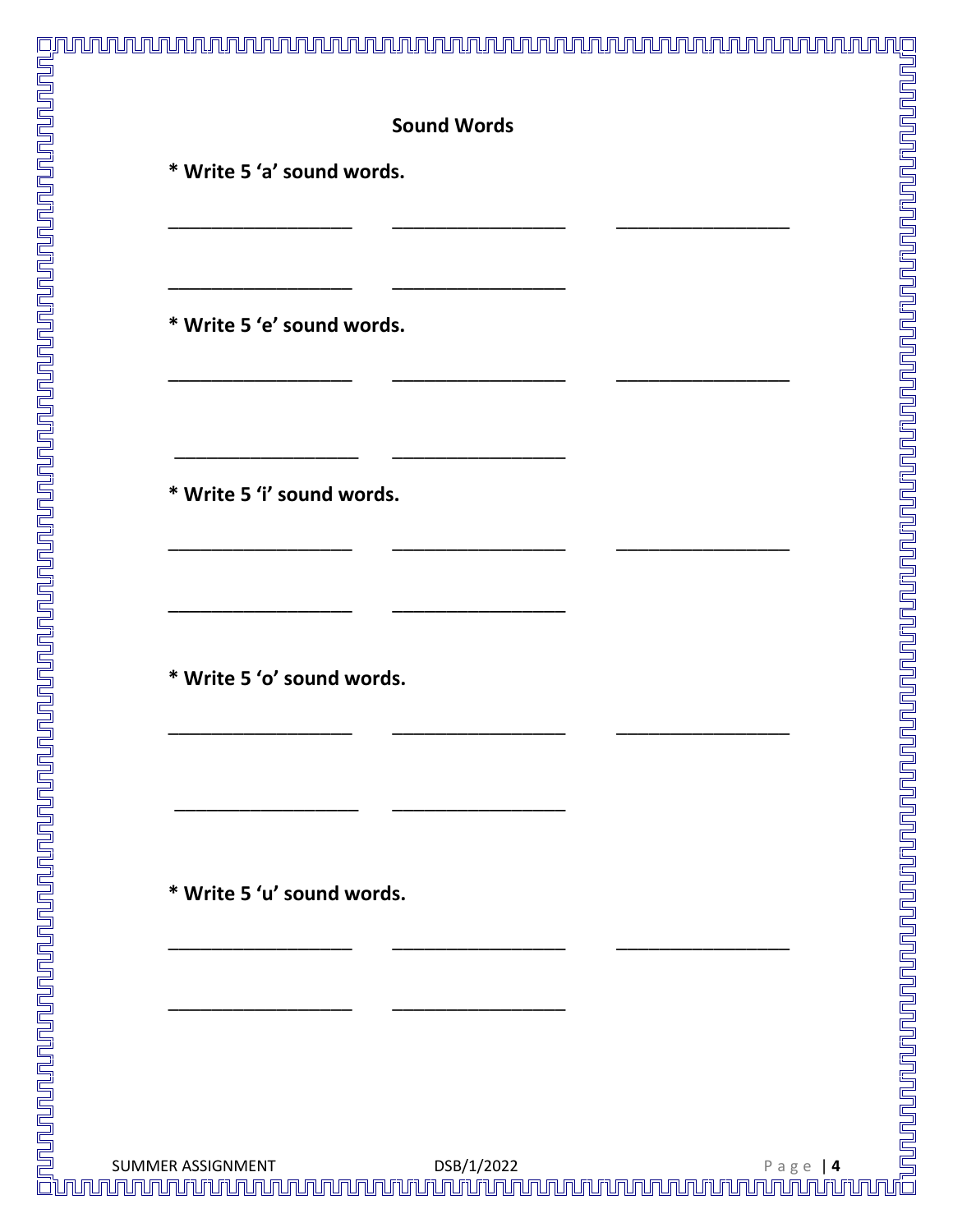## Sound Words

**\* Write 5 'a' sound words.**

___________________ ___________________ ___________________

___________________ ___________________

**\* Write 5 'e' sound words.**

___________________ ___________________ ___________________

___________________ ___________________

**\* Write 5 'i' sound words.**

___________________ ___________________ ___________________

___________________ ___________________

**\* Write 5 'o' sound words.**

___________________ ___________________ ___________________

___________________ ___________________

**\* Write 5 'u' sound words.**

___________________ ___________________ ___________________

___________________ ___________________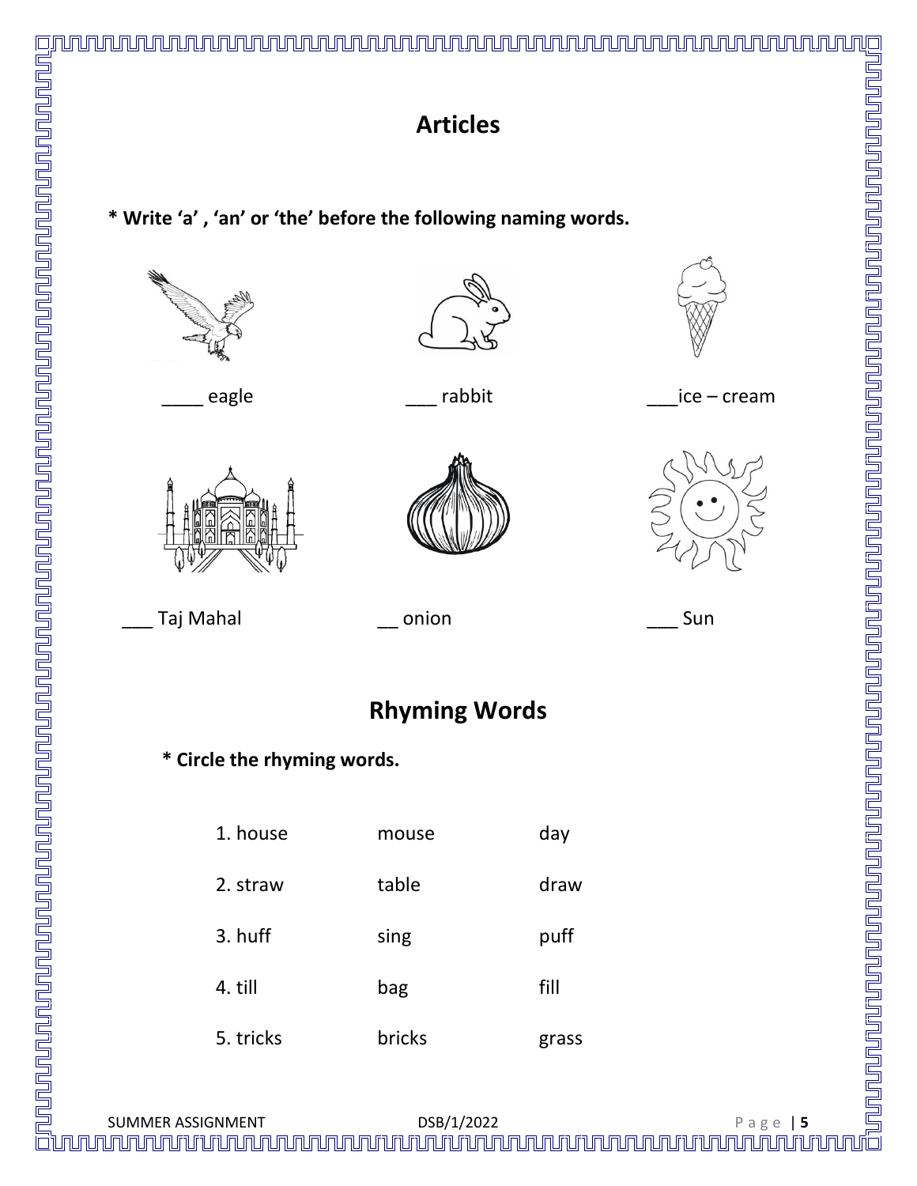# Articles

**\* Write 'a' , 'an' or 'the' before the following naming words.**

____ eagle

___ rabbit

___ice – cream

___ Taj Mahal

__ onion

___ Sun

# Rhyming Words

**\* Circle the rhyming words.**

| | | |
|---|---|---|
| 1. house | mouse | day |
| 2. straw | table | draw |
| 3. huff | sing | puff |
| 4. till | bag | fill |
| 5. tricks | bricks | grass |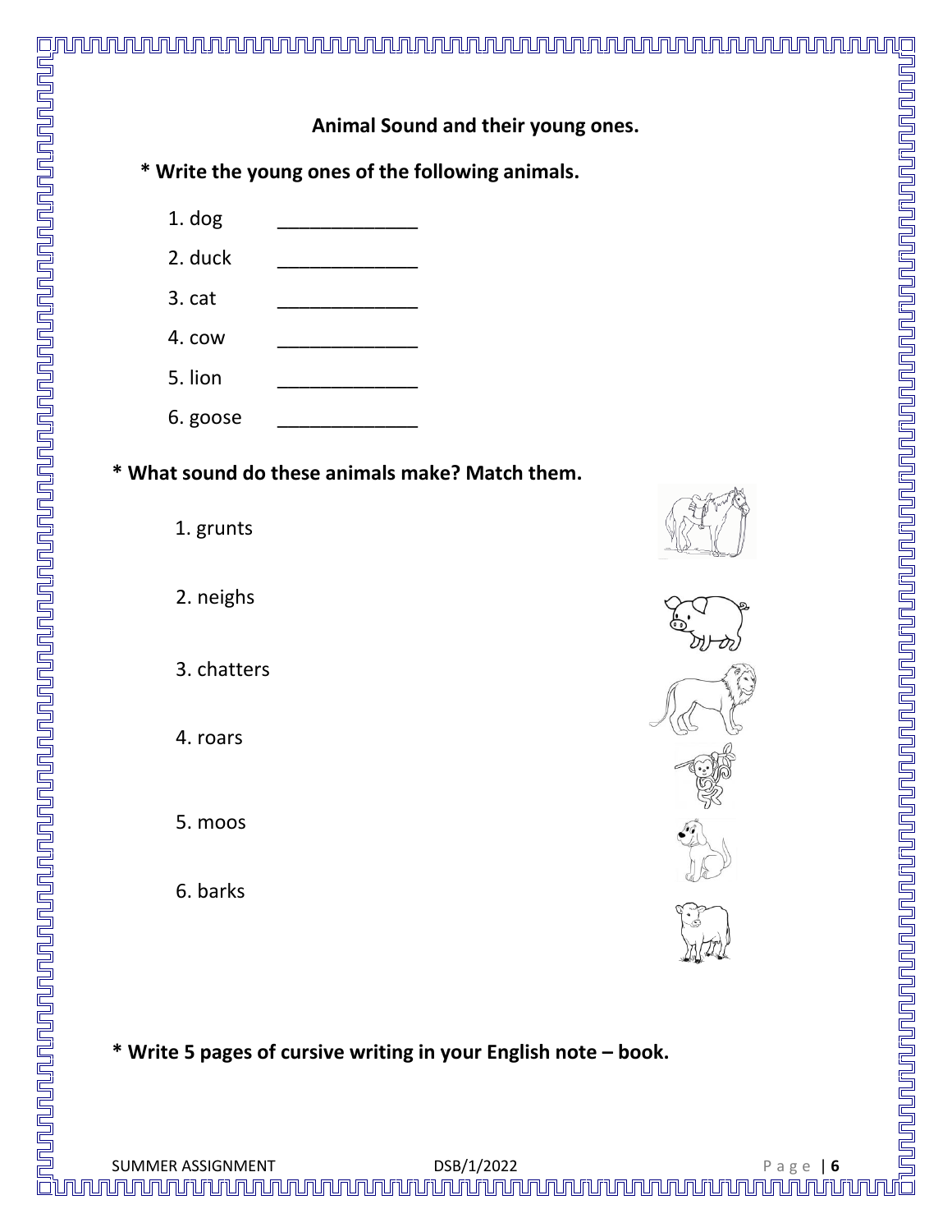## Animal Sound and their young ones.

**\* Write the young ones of the following animals.**

1. dog _____________
2. duck _____________
3. cat _____________
4. cow _____________
5. lion _____________
6. goose _____________

**\* What sound do these animals make? Match them.**

1. grunts
2. neighs
3. chatters
4. roars
5. moos
6. barks

**\* Write 5 pages of cursive writing in your English note – book.**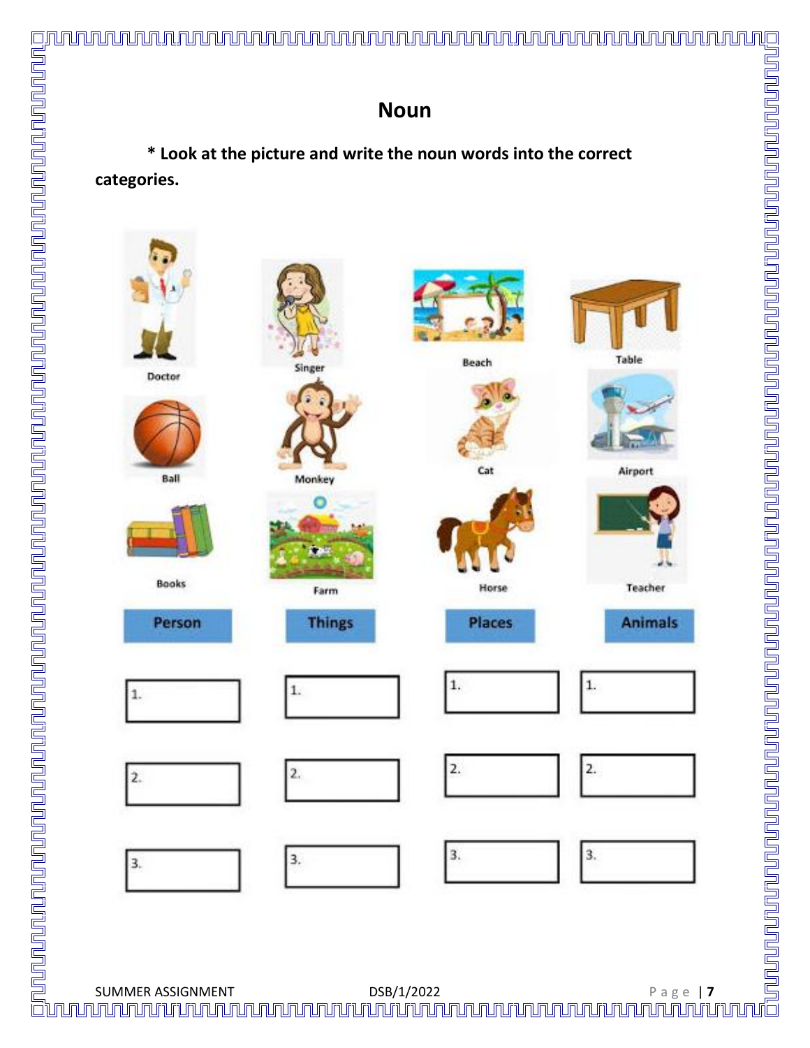# Noun

**\* Look at the picture and write the noun words into the correct categories.**

Doctor, Singer, Beach, Table

Ball, Monkey, Cat, Airport

Books, Farm, Horse, Teacher

| Person | Things | Places | Animals |
|---|---|---|---|
| 1. | 1. | 1. | 1. |
| 2. | 2. | 2. | 2. |
| 3. | 3. | 3. | 3. |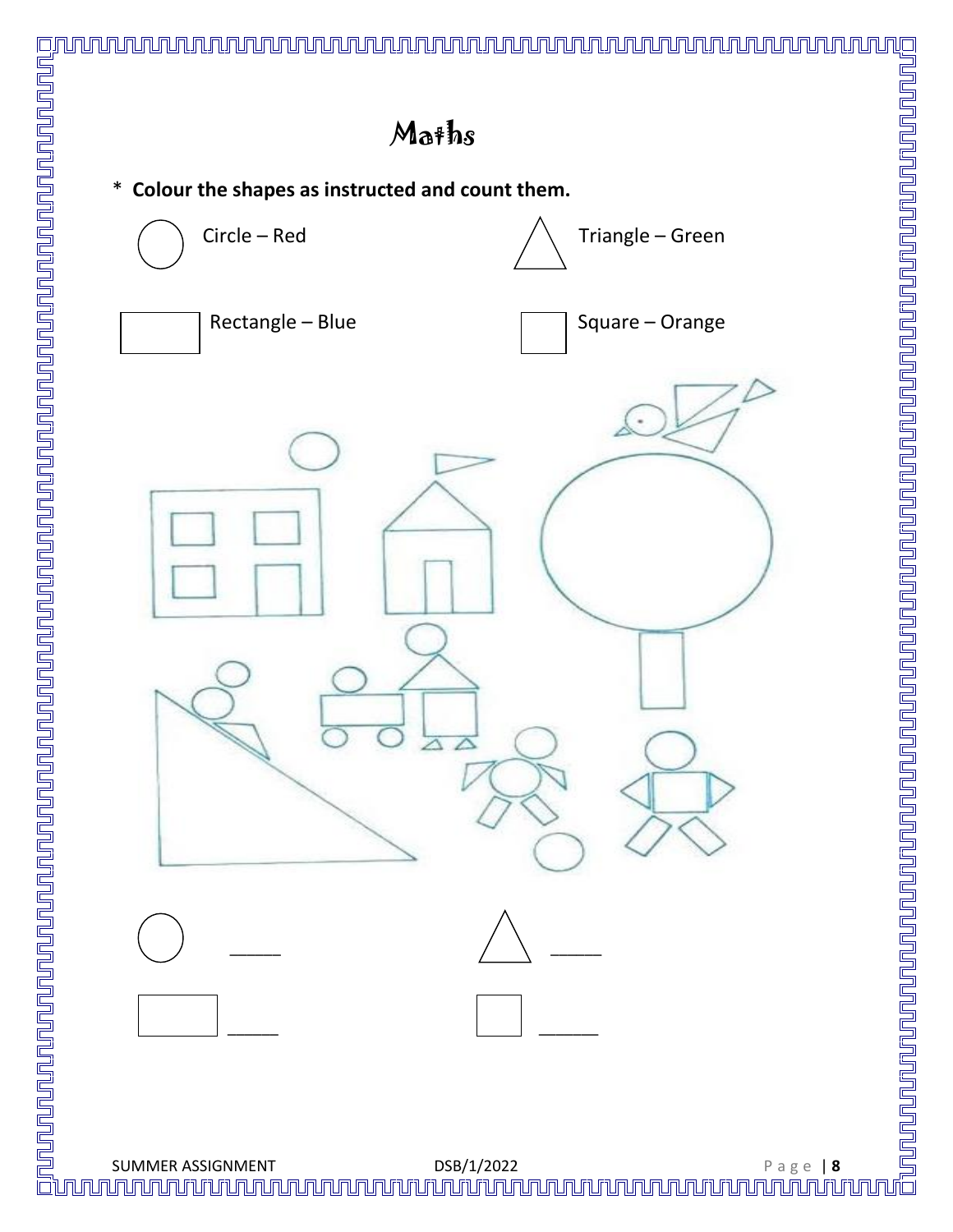# Maths

* **Colour the shapes as instructed and count them.**

Circle – Red

Triangle – Green

Rectangle – Blue

Square – Orange

_____

_____

_____

_____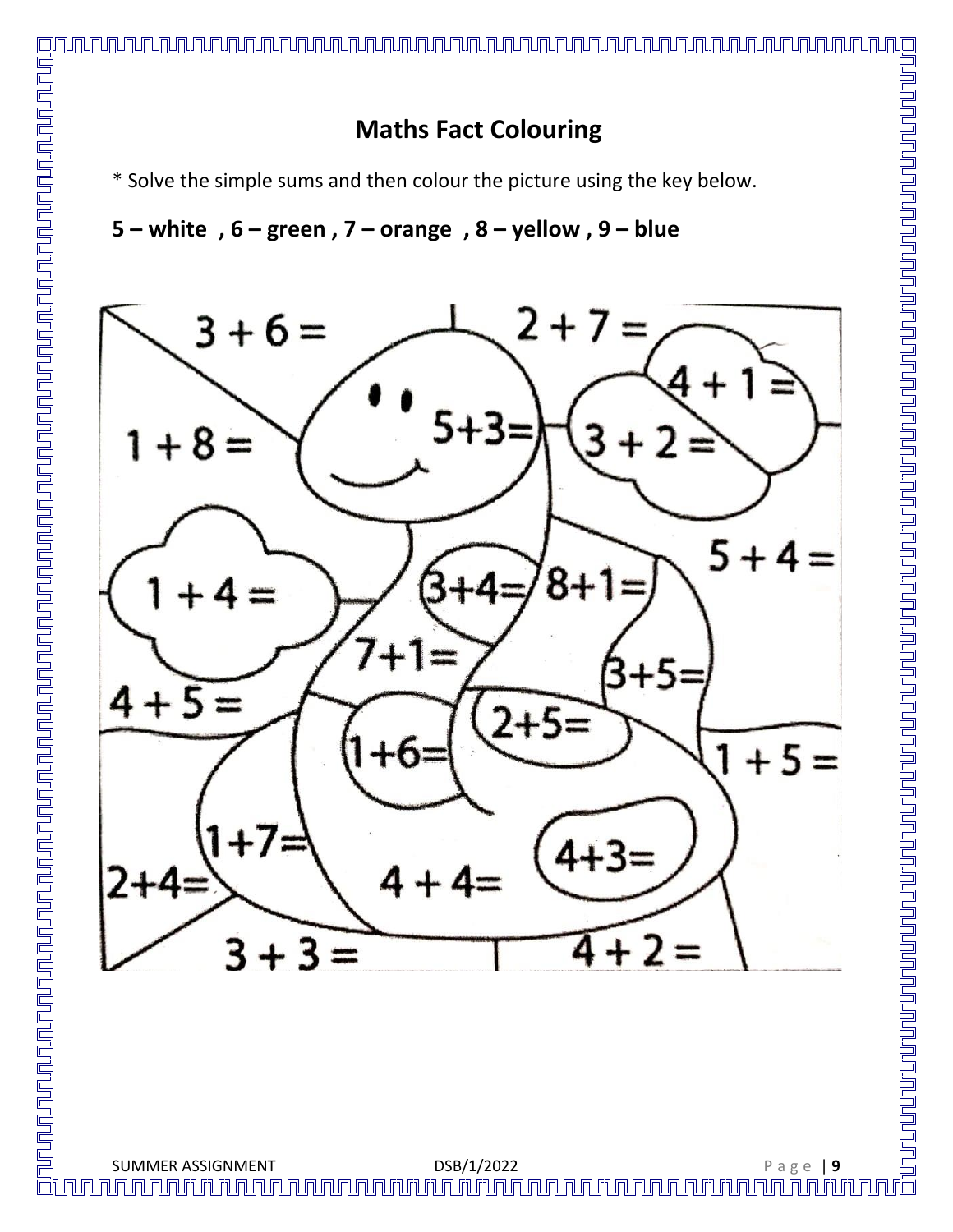## Maths Fact Colouring

* Solve the simple sums and then colour the picture using the key below.

**5 – white , 6 – green , 7 – orange , 8 – yellow , 9 – blue**

$3 + 6 =$

$2 + 7 =$

$4 + 1 =$

$1 + 8 =$

$5+3=$

$3 + 2 =$

$5 + 4 =$

$1 + 4 =$

$3+4=$

$8+1=$

$7+1=$

$3+5=$

$4 + 5 =$

$2+5=$

$1+6=$

$1 + 5 =$

$1+7=$

$4+3=$

$2+4=$

$4 + 4=$

$3 + 3 =$

$4 + 2 =$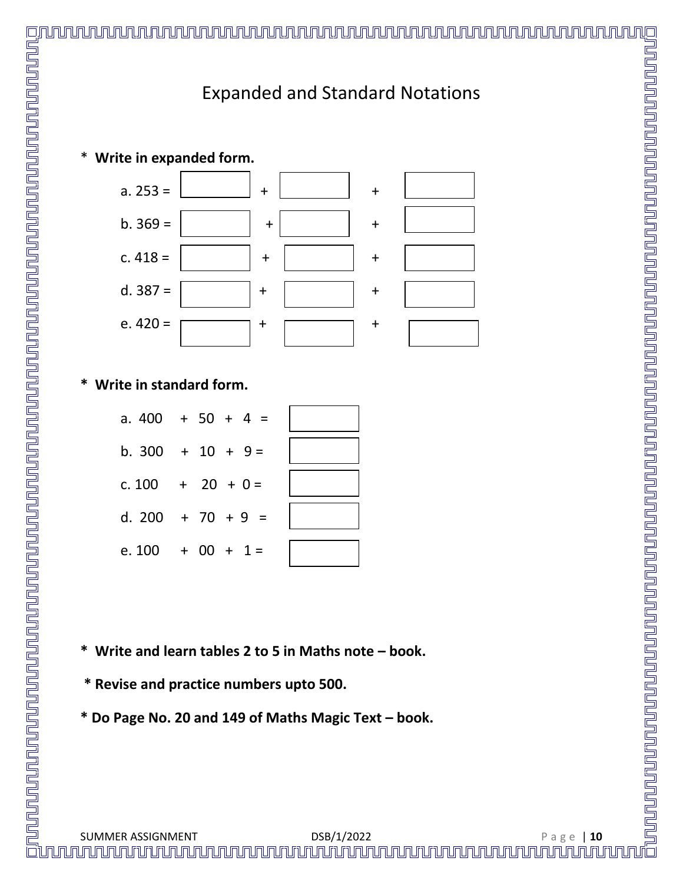# Expanded and Standard Notations

* **Write in expanded form.**

a. 253 = ☐ + ☐ + ☐

b. 369 = ☐ + ☐ + ☐

c. 418 = ☐ + ☐ + ☐

d. 387 = ☐ + ☐ + ☐

e. 420 = ☐ + ☐ + ☐

* **Write in standard form.**

a. 400 + 50 + 4 = ☐

b. 300 + 10 + 9 = ☐

c. 100 + 20 + 0 = ☐

d. 200 + 70 + 9 = ☐

e. 100 + 00 + 1 = ☐

* **Write and learn tables 2 to 5 in Maths note – book.**

* **Revise and practice numbers upto 500.**

* **Do Page No. 20 and 149 of Maths Magic Text – book.**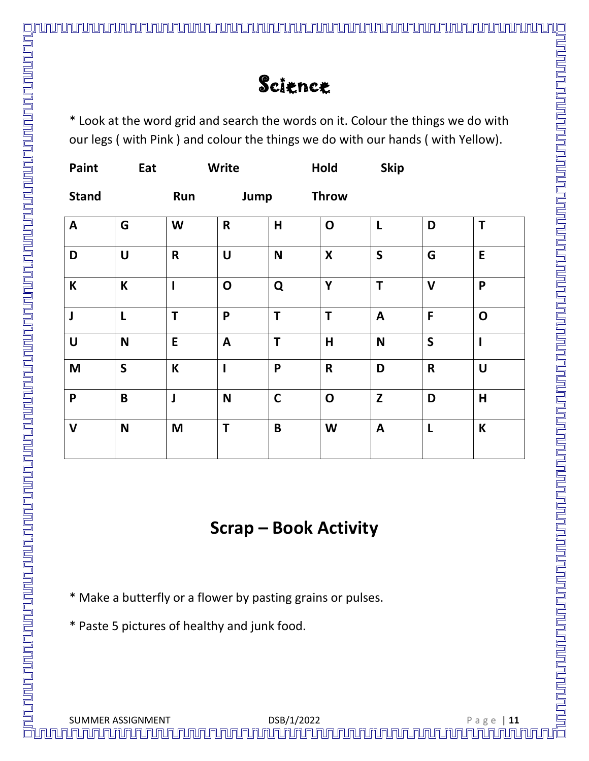# Science

* Look at the word grid and search the words on it. Colour the things we do with our legs ( with Pink ) and colour the things we do with our hands ( with Yellow).

**Paint** **Eat** **Write** **Hold** **Skip**

**Stand** **Run** **Jump** **Throw**

| | | | | | | | | |
|---|---|---|---|---|---|---|---|---|
| **A** | **G** | **W** | **R** | **H** | **O** | **L** | **D** | **T** |
| **D** | **U** | **R** | **U** | **N** | **X** | **S** | **G** | **E** |
| **K** | **K** | **I** | **O** | **Q** | **Y** | **T** | **V** | **P** |
| **J** | **L** | **T** | **P** | **T** | **T** | **A** | **F** | **O** |
| **U** | **N** | **E** | **A** | **T** | **H** | **N** | **S** | **I** |
| **M** | **S** | **K** | **I** | **P** | **R** | **D** | **R** | **U** |
| **P** | **B** | **J** | **N** | **C** | **O** | **Z** | **D** | **H** |
| **V** | **N** | **M** | **T** | **B** | **W** | **A** | **L** | **K** |

## Scrap – Book Activity

* Make a butterfly or a flower by pasting grains or pulses.

* Paste 5 pictures of healthy and junk food.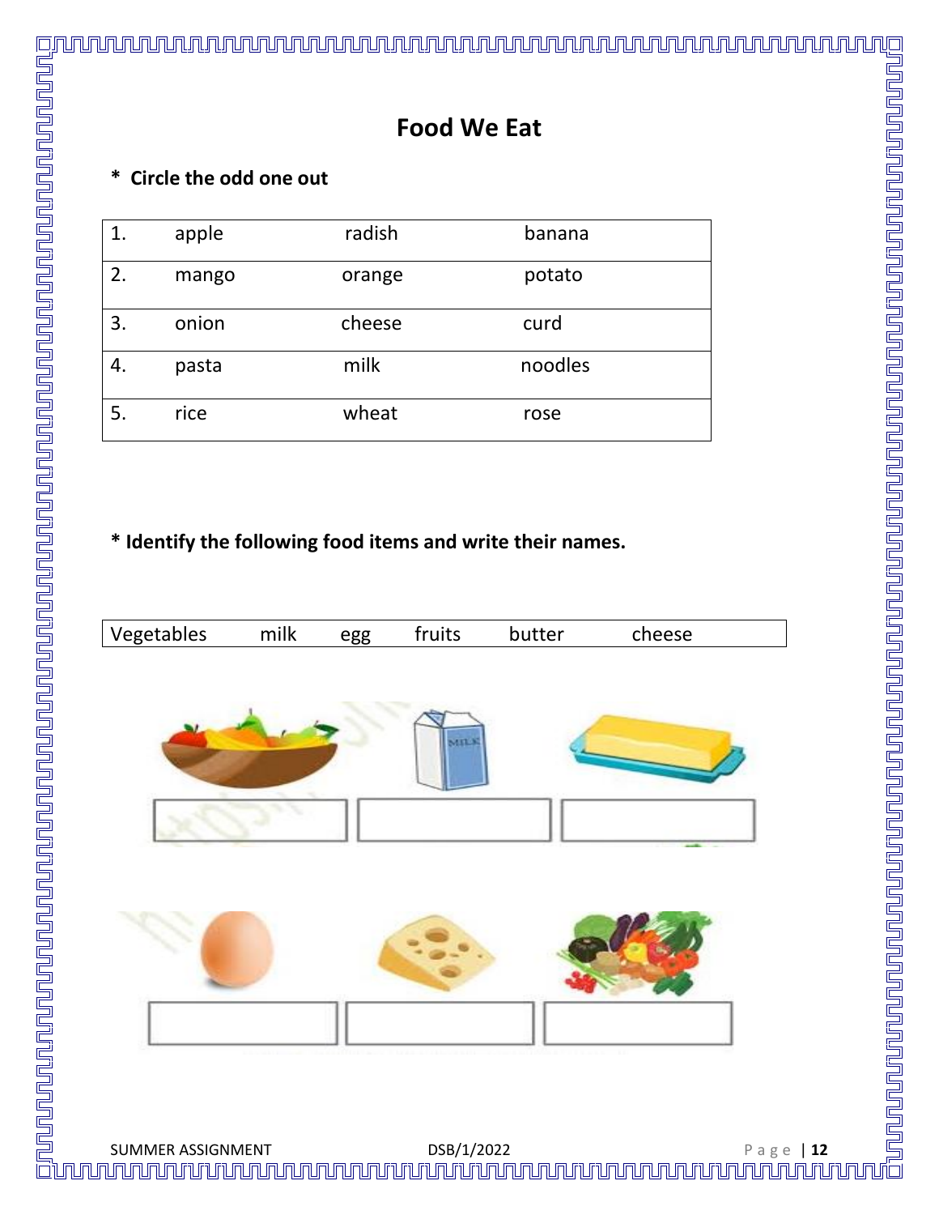# Food We Eat

**\* Circle the odd one out**

| 1. | apple | radish | banana |
|---|---|---|---|
| 2. | mango | orange | potato |
| 3. | onion | cheese | curd |
| 4. | pasta | milk | noodles |
| 5. | rice | wheat | rose |

**\* Identify the following food items and write their names.**

| Vegetables | milk | egg | fruits | butter | cheese |
|---|---|---|---|---|---|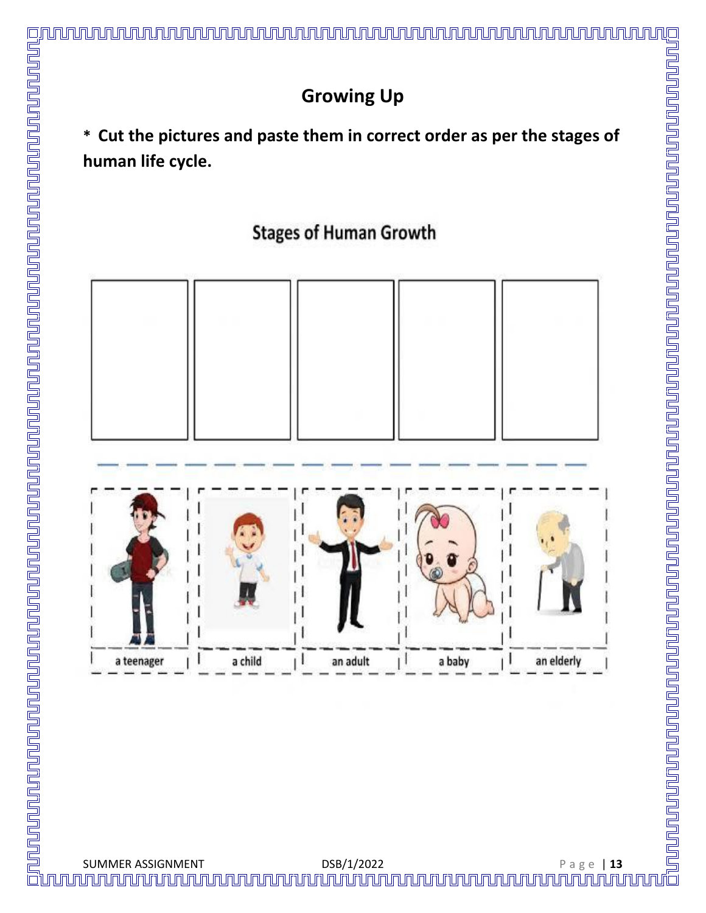# Growing Up

**\* Cut the pictures and paste them in correct order as per the stages of human life cycle.**

## Stages of Human Growth

a teenager

a child

an adult

a baby

an elderly